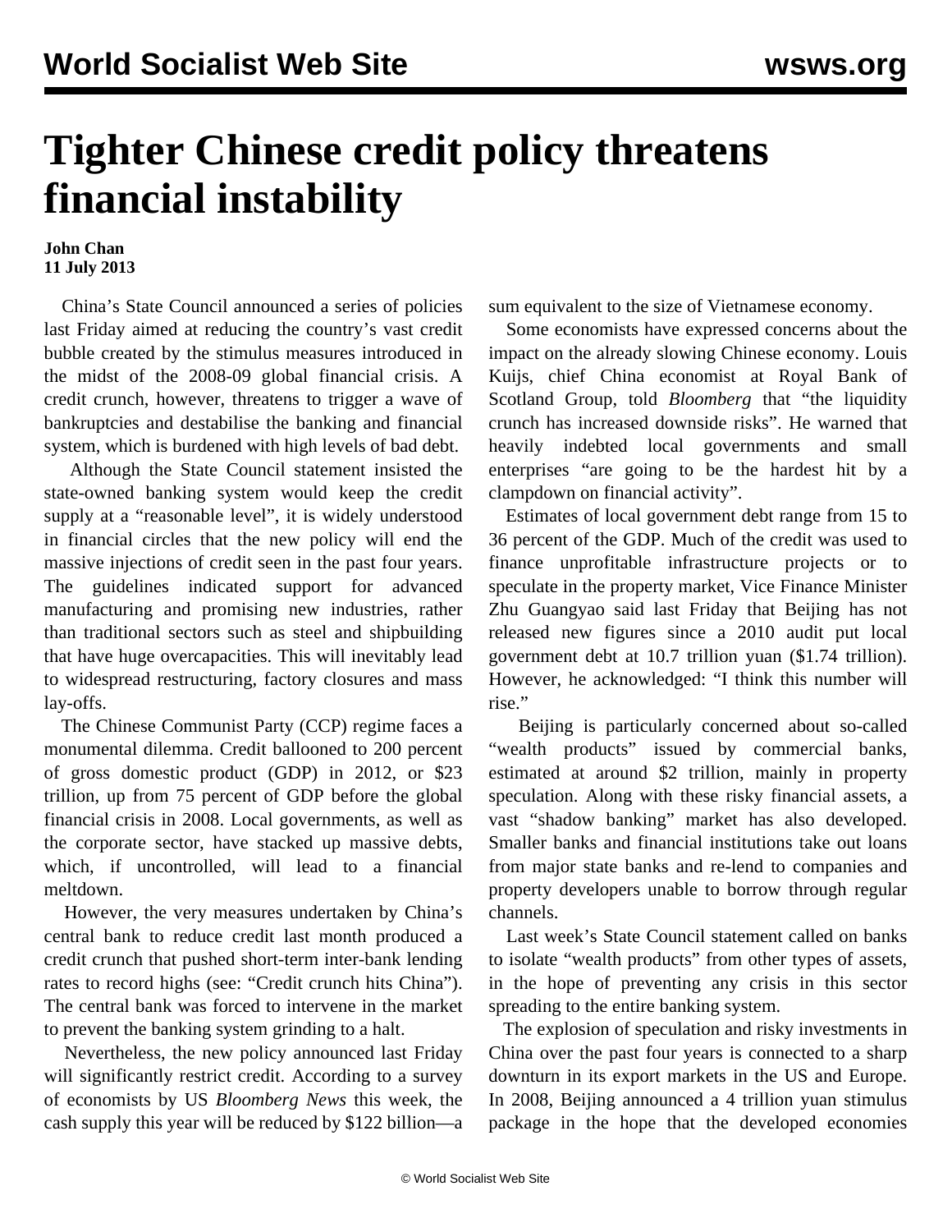# Tighter Chinese credit policy threatens financial instability

**John Chan**
**11 July 2013**

China's State Council announced a series of policies last Friday aimed at reducing the country's vast credit bubble created by the stimulus measures introduced in the midst of the 2008-09 global financial crisis. A credit crunch, however, threatens to trigger a wave of bankruptcies and destabilise the banking and financial system, which is burdened with high levels of bad debt.

Although the State Council statement insisted the state-owned banking system would keep the credit supply at a "reasonable level", it is widely understood in financial circles that the new policy will end the massive injections of credit seen in the past four years. The guidelines indicated support for advanced manufacturing and promising new industries, rather than traditional sectors such as steel and shipbuilding that have huge overcapacities. This will inevitably lead to widespread restructuring, factory closures and mass lay-offs.

The Chinese Communist Party (CCP) regime faces a monumental dilemma. Credit ballooned to 200 percent of gross domestic product (GDP) in 2012, or $23 trillion, up from 75 percent of GDP before the global financial crisis in 2008. Local governments, as well as the corporate sector, have stacked up massive debts, which, if uncontrolled, will lead to a financial meltdown.

However, the very measures undertaken by China's central bank to reduce credit last month produced a credit crunch that pushed short-term inter-bank lending rates to record highs (see: "Credit crunch hits China"). The central bank was forced to intervene in the market to prevent the banking system grinding to a halt.

Nevertheless, the new policy announced last Friday will significantly restrict credit. According to a survey of economists by US *Bloomberg News* this week, the cash supply this year will be reduced by $122 billion—a sum equivalent to the size of Vietnamese economy.

Some economists have expressed concerns about the impact on the already slowing Chinese economy. Louis Kuijs, chief China economist at Royal Bank of Scotland Group, told *Bloomberg* that "the liquidity crunch has increased downside risks". He warned that heavily indebted local governments and small enterprises "are going to be the hardest hit by a clampdown on financial activity".

Estimates of local government debt range from 15 to 36 percent of the GDP. Much of the credit was used to finance unprofitable infrastructure projects or to speculate in the property market, Vice Finance Minister Zhu Guangyao said last Friday that Beijing has not released new figures since a 2010 audit put local government debt at 10.7 trillion yuan ($1.74 trillion). However, he acknowledged: "I think this number will rise."

Beijing is particularly concerned about so-called "wealth products" issued by commercial banks, estimated at around $2 trillion, mainly in property speculation. Along with these risky financial assets, a vast "shadow banking" market has also developed. Smaller banks and financial institutions take out loans from major state banks and re-lend to companies and property developers unable to borrow through regular channels.

Last week's State Council statement called on banks to isolate "wealth products" from other types of assets, in the hope of preventing any crisis in this sector spreading to the entire banking system.

The explosion of speculation and risky investments in China over the past four years is connected to a sharp downturn in its export markets in the US and Europe. In 2008, Beijing announced a 4 trillion yuan stimulus package in the hope that the developed economies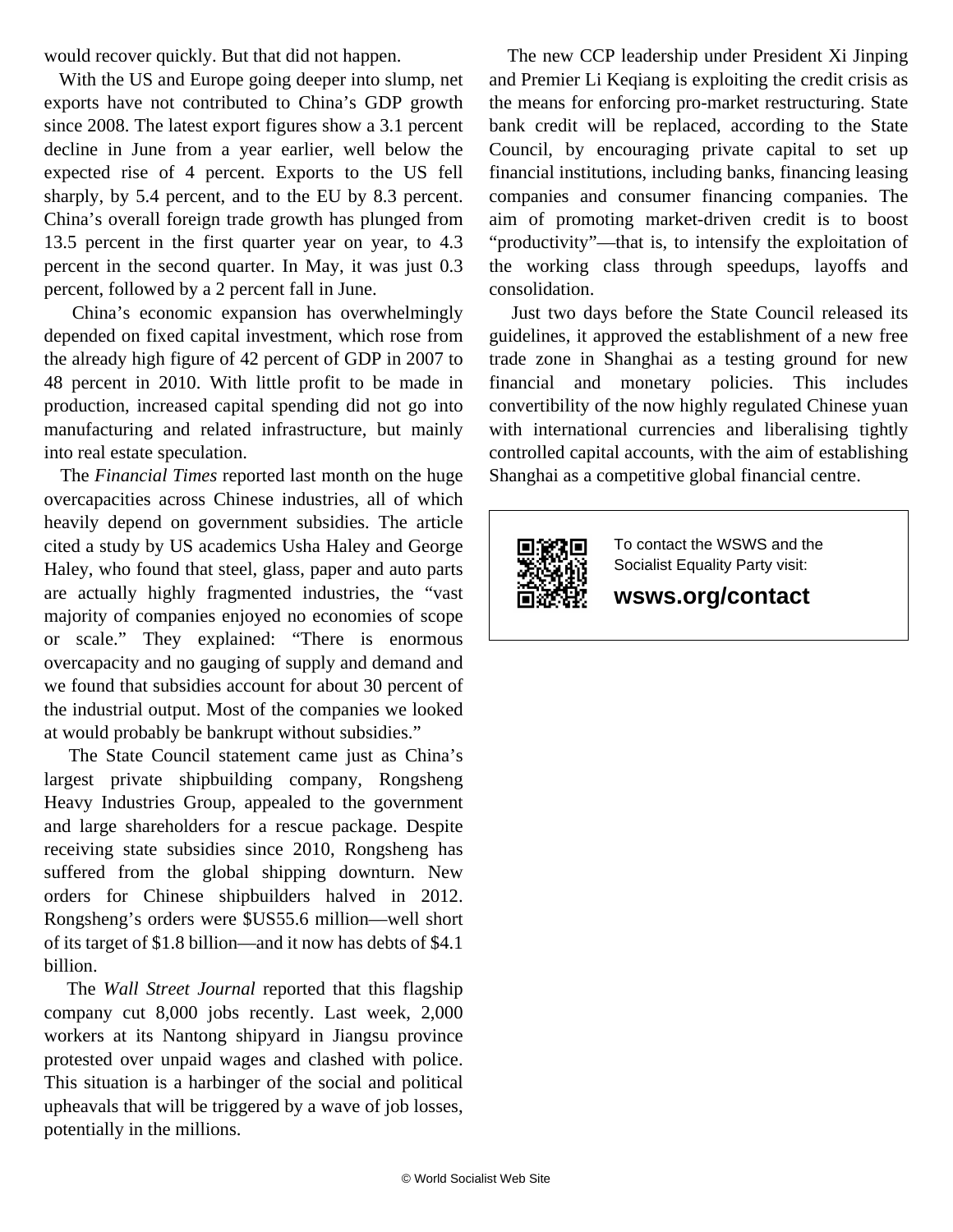would recover quickly. But that did not happen.

With the US and Europe going deeper into slump, net exports have not contributed to China's GDP growth since 2008. The latest export figures show a 3.1 percent decline in June from a year earlier, well below the expected rise of 4 percent. Exports to the US fell sharply, by 5.4 percent, and to the EU by 8.3 percent. China's overall foreign trade growth has plunged from 13.5 percent in the first quarter year on year, to 4.3 percent in the second quarter. In May, it was just 0.3 percent, followed by a 2 percent fall in June.

China's economic expansion has overwhelmingly depended on fixed capital investment, which rose from the already high figure of 42 percent of GDP in 2007 to 48 percent in 2010. With little profit to be made in production, increased capital spending did not go into manufacturing and related infrastructure, but mainly into real estate speculation.

The *Financial Times* reported last month on the huge overcapacities across Chinese industries, all of which heavily depend on government subsidies. The article cited a study by US academics Usha Haley and George Haley, who found that steel, glass, paper and auto parts are actually highly fragmented industries, the "vast majority of companies enjoyed no economies of scope or scale." They explained: "There is enormous overcapacity and no gauging of supply and demand and we found that subsidies account for about 30 percent of the industrial output. Most of the companies we looked at would probably be bankrupt without subsidies."

The State Council statement came just as China's largest private shipbuilding company, Rongsheng Heavy Industries Group, appealed to the government and large shareholders for a rescue package. Despite receiving state subsidies since 2010, Rongsheng has suffered from the global shipping downturn. New orders for Chinese shipbuilders halved in 2012. Rongsheng's orders were $US55.6 million—well short of its target of $1.8 billion—and it now has debts of $4.1 billion.

The *Wall Street Journal* reported that this flagship company cut 8,000 jobs recently. Last week, 2,000 workers at its Nantong shipyard in Jiangsu province protested over unpaid wages and clashed with police. This situation is a harbinger of the social and political upheavals that will be triggered by a wave of job losses, potentially in the millions.

The new CCP leadership under President Xi Jinping and Premier Li Keqiang is exploiting the credit crisis as the means for enforcing pro-market restructuring. State bank credit will be replaced, according to the State Council, by encouraging private capital to set up financial institutions, including banks, financing leasing companies and consumer financing companies. The aim of promoting market-driven credit is to boost "productivity"—that is, to intensify the exploitation of the working class through speedups, layoffs and consolidation.

Just two days before the State Council released its guidelines, it approved the establishment of a new free trade zone in Shanghai as a testing ground for new financial and monetary policies. This includes convertibility of the now highly regulated Chinese yuan with international currencies and liberalising tightly controlled capital accounts, with the aim of establishing Shanghai as a competitive global financial centre.

To contact the WSWS and the Socialist Equality Party visit:

**wsws.org/contact**